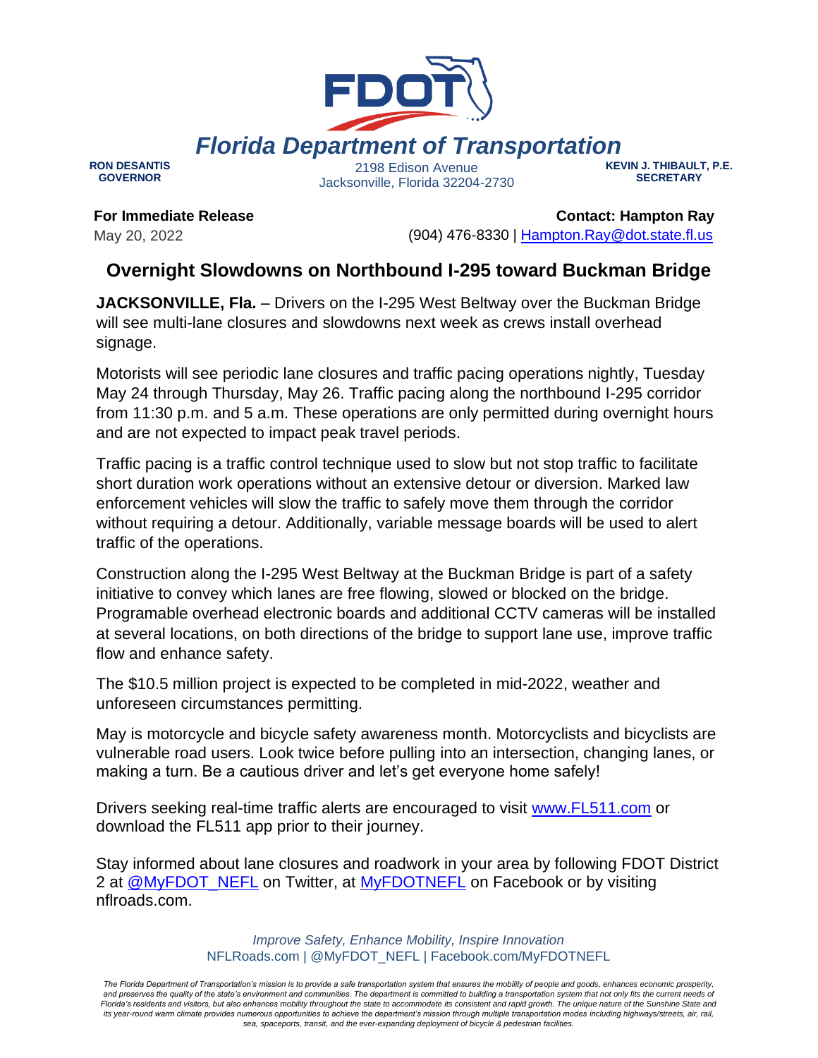# Florida Department of Transportation

**RON DESANTIS**
**GOVERNOR**

2198 Edison Avenue
Jacksonville, Florida 32204-2730

**KEVIN J. THIBAULT, P.E.**
**SECRETARY**

**For Immediate Release**
May 20, 2022

**Contact: Hampton Ray**
(904) 476-8330 | Hampton.Ray@dot.state.fl.us

## Overnight Slowdowns on Northbound I-295 toward Buckman Bridge

**JACKSONVILLE, Fla.** – Drivers on the I-295 West Beltway over the Buckman Bridge will see multi-lane closures and slowdowns next week as crews install overhead signage.

Motorists will see periodic lane closures and traffic pacing operations nightly, Tuesday May 24 through Thursday, May 26. Traffic pacing along the northbound I-295 corridor from 11:30 p.m. and 5 a.m. These operations are only permitted during overnight hours and are not expected to impact peak travel periods.

Traffic pacing is a traffic control technique used to slow but not stop traffic to facilitate short duration work operations without an extensive detour or diversion. Marked law enforcement vehicles will slow the traffic to safely move them through the corridor without requiring a detour. Additionally, variable message boards will be used to alert traffic of the operations.

Construction along the I-295 West Beltway at the Buckman Bridge is part of a safety initiative to convey which lanes are free flowing, slowed or blocked on the bridge. Programable overhead electronic boards and additional CCTV cameras will be installed at several locations, on both directions of the bridge to support lane use, improve traffic flow and enhance safety.

The $10.5 million project is expected to be completed in mid-2022, weather and unforeseen circumstances permitting.

May is motorcycle and bicycle safety awareness month. Motorcyclists and bicyclists are vulnerable road users. Look twice before pulling into an intersection, changing lanes, or making a turn. Be a cautious driver and let's get everyone home safely!

Drivers seeking real-time traffic alerts are encouraged to visit www.FL511.com or download the FL511 app prior to their journey.

Stay informed about lane closures and roadwork in your area by following FDOT District 2 at @MyFDOT_NEFL on Twitter, at MyFDOTNEFL on Facebook or by visiting nflroads.com.

*Improve Safety, Enhance Mobility, Inspire Innovation*
NFLRoads.com | @MyFDOT_NEFL | Facebook.com/MyFDOTNEFL

*The Florida Department of Transportation's mission is to provide a safe transportation system that ensures the mobility of people and goods, enhances economic prosperity, and preserves the quality of the state's environment and communities. The department is committed to building a transportation system that not only fits the current needs of Florida's residents and visitors, but also enhances mobility throughout the state to accommodate its consistent and rapid growth. The unique nature of the Sunshine State and its year-round warm climate provides numerous opportunities to achieve the department's mission through multiple transportation modes including highways/streets, air, rail, sea, spaceports, transit, and the ever-expanding deployment of bicycle & pedestrian facilities.*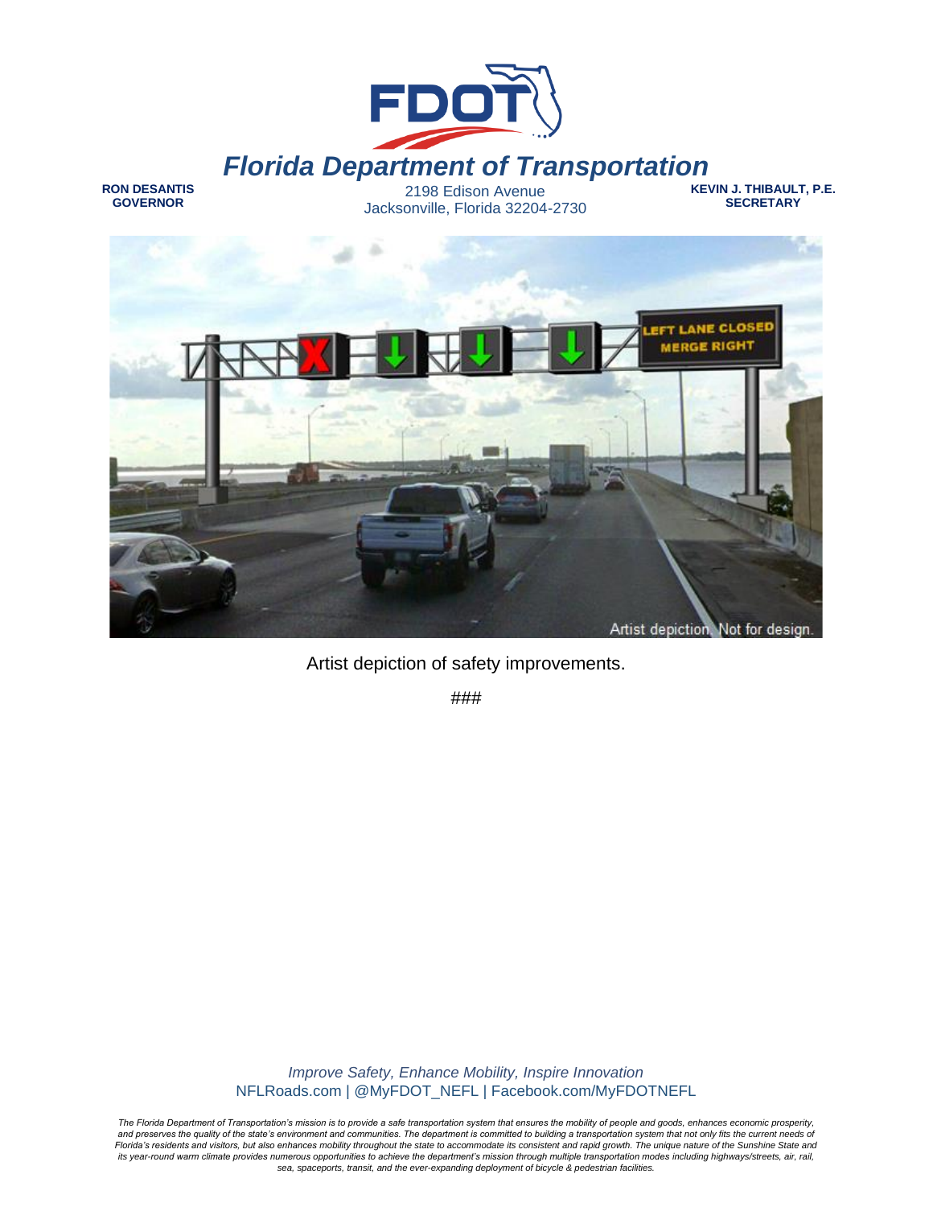Florida Department of Transportation

RON DESANTIS
GOVERNOR

2198 Edison Avenue
Jacksonville, Florida 32204-2730

KEVIN J. THIBAULT, P.E.
SECRETARY

Artist depiction of safety improvements.

###

*Improve Safety, Enhance Mobility, Inspire Innovation*
NFLRoads.com | @MyFDOT_NEFL | Facebook.com/MyFDOTNEFL

*The Florida Department of Transportation's mission is to provide a safe transportation system that ensures the mobility of people and goods, enhances economic prosperity, and preserves the quality of the state's environment and communities. The department is committed to building a transportation system that not only fits the current needs of Florida's residents and visitors, but also enhances mobility throughout the state to accommodate its consistent and rapid growth. The unique nature of the Sunshine State and its year-round warm climate provides numerous opportunities to achieve the department's mission through multiple transportation modes including highways/streets, air, rail, sea, spaceports, transit, and the ever-expanding deployment of bicycle & pedestrian facilities.*